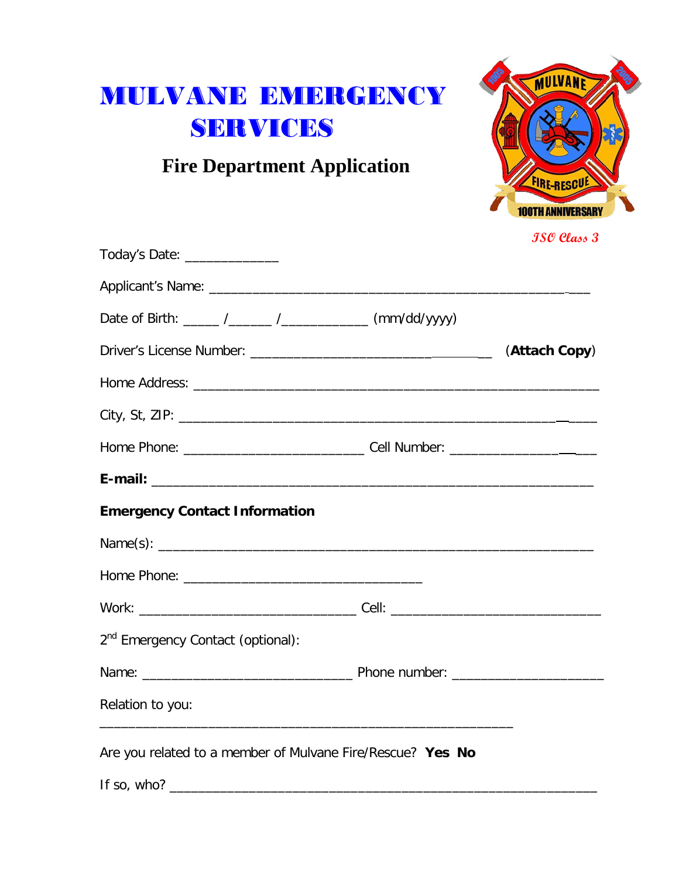# MULVANE EMERGENCY SERVICES

## Fire Department Application

*ISO Class 3*

Today's Date: _____________

Applicant's Name: ____________________________________________________

Date of Birth: _____ /______ /____________ (mm/dd/yyyy)

Driver's License Number: ________________________________ (**Attach Copy**)

Home Address: ________________________________________________________

City, St, ZIP: _________________________________________________________

Home Phone: _________________________ Cell Number: __________________

**E-mail:** ____________________________________________________________

**Emergency Contact Information**

Name(s): _____________________________________________________________

Home Phone: _________________________________

Work: ______________________________ Cell: _____________________________

2nd Emergency Contact (optional):

Name: _____________________________ Phone number: ____________________

Relation to you:

_________________________________________________________

Are you related to a member of Mulvane Fire/Rescue? **Yes No**

If so, who? ____________________________________________________________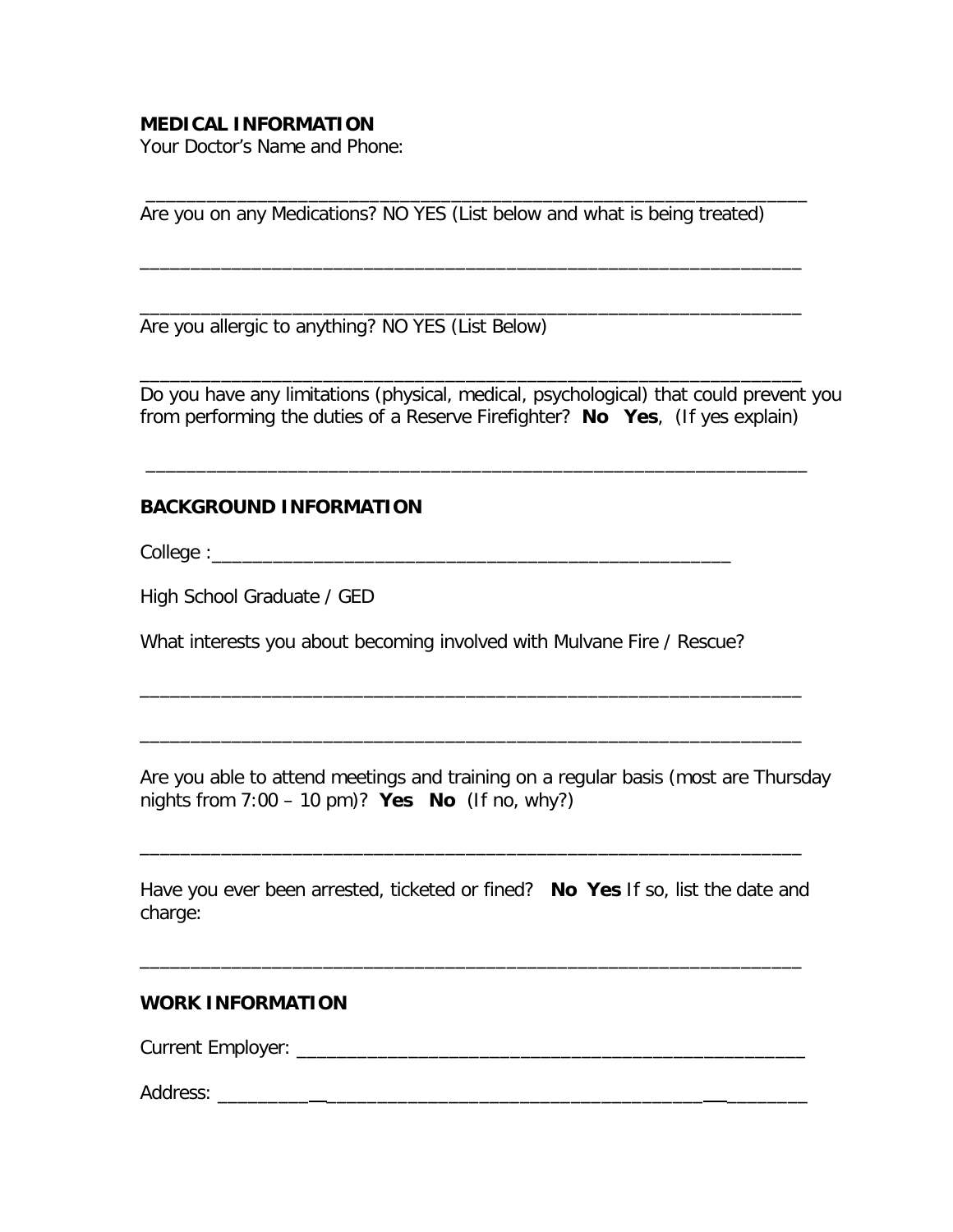**MEDICAL INFORMATION**

Your Doctor's Name and Phone:

_______________________________________________________________

Are you on any Medications? NO YES (List below and what is being treated)

_______________________________________________________________

_______________________________________________________________

Are you allergic to anything? NO YES (List Below)

_______________________________________________________________

Do you have any limitations (physical, medical, psychological) that could prevent you from performing the duties of a Reserve Firefighter? **No Yes**, (If yes explain)

_______________________________________________________________

**BACKGROUND INFORMATION**

College :___________________________________________________

High School Graduate / GED

What interests you about becoming involved with Mulvane Fire / Rescue?

_______________________________________________________________

_______________________________________________________________

Are you able to attend meetings and training on a regular basis (most are Thursday nights from 7:00 – 10 pm)? **Yes No** (If no, why?)

_______________________________________________________________

Have you ever been arrested, ticketed or fined? **No Yes** If so, list the date and charge:

_______________________________________________________________

**WORK INFORMATION**

Current Employer: __________________________________________________

Address: _________________________________________________________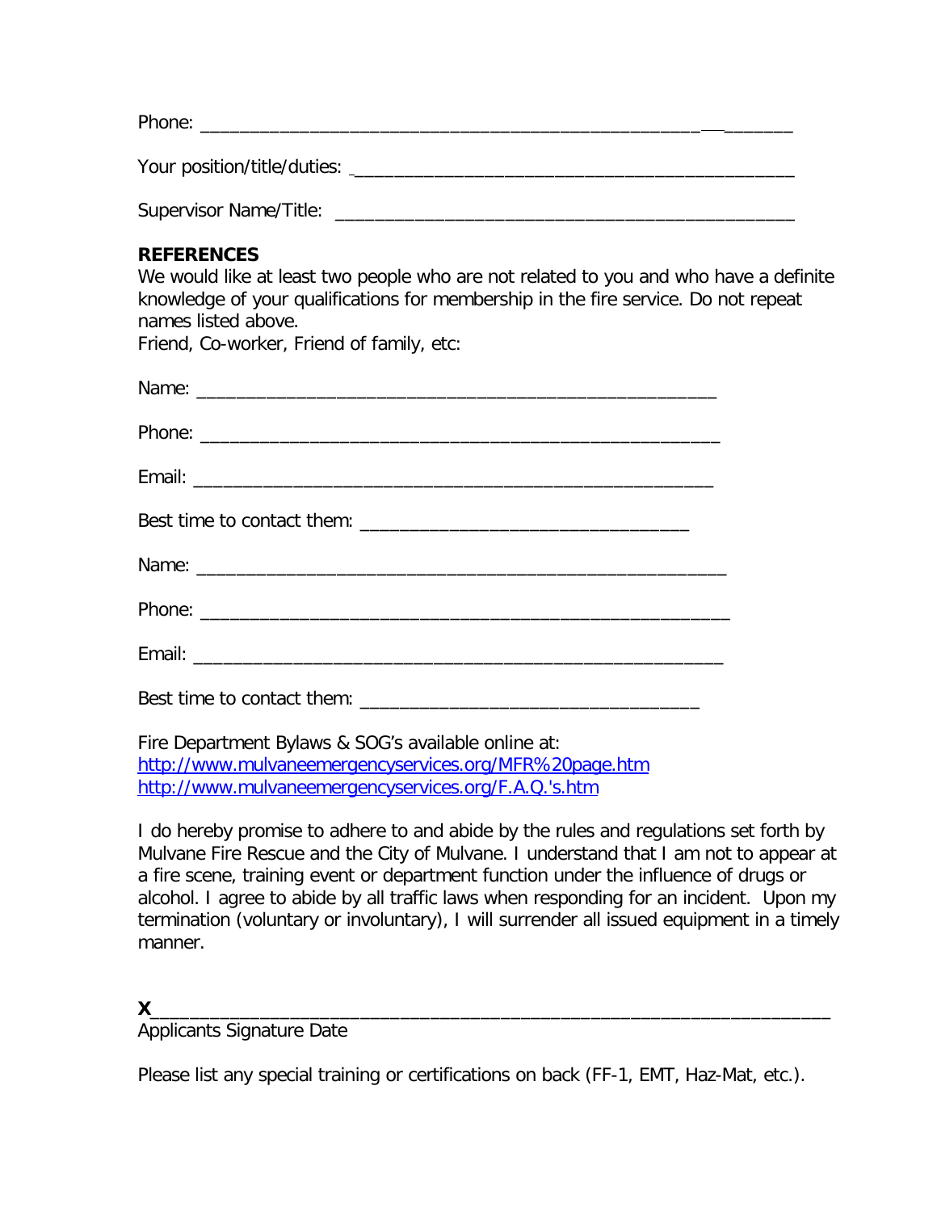Phone: ___________________________________________________________

Your position/title/duties: ______________________________________________

Supervisor Name/Title: ________________________________________________

**REFERENCES**

We would like at least two people who are not related to you and who have a definite knowledge of your qualifications for membership in the fire service. Do not repeat names listed above.

Friend, Co-worker, Friend of family, etc:

Name: ______________________________________________________

Phone: ______________________________________________________

Email: ______________________________________________________

Best time to contact them: ___________________________________

Name: ______________________________________________________

Phone: ______________________________________________________

Email: ______________________________________________________

Best time to contact them: ___________________________________

Fire Department Bylaws & SOG's available online at:
http://www.mulvaneemergencyservices.org/MFR%20page.htm
http://www.mulvaneemergencyservices.org/F.A.Q.'s.htm

I do hereby promise to adhere to and abide by the rules and regulations set forth by Mulvane Fire Rescue and the City of Mulvane. I understand that I am not to appear at a fire scene, training event or department function under the influence of drugs or alcohol. I agree to abide by all traffic laws when responding for an incident. Upon my termination (voluntary or involuntary), I will surrender all issued equipment in a timely manner.

**X**______________________________________________________________

Applicants Signature Date

Please list any special training or certifications on back (FF-1, EMT, Haz-Mat, etc.).